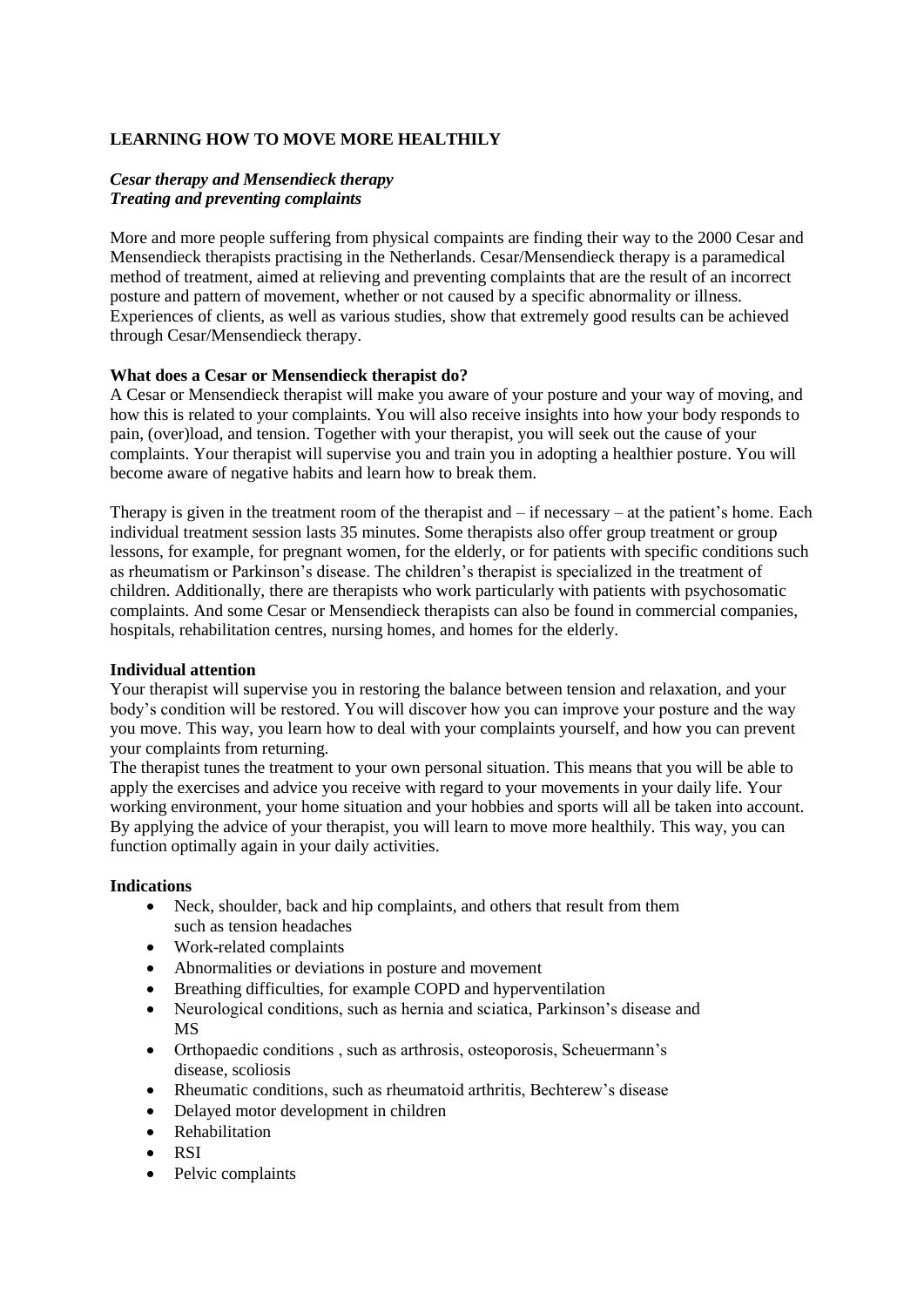# LEARNING HOW TO MOVE MORE HEALTHILY

***Cesar therapy and Mensendieck therapy***
***Treating and preventing complaints***

More and more people suffering from physical compaints are finding their way to the 2000 Cesar and Mensendieck therapists practising in the Netherlands. Cesar/Mensendieck therapy is a paramedical method of treatment, aimed at relieving and preventing complaints that are the result of an incorrect posture and pattern of movement, whether or not caused by a specific abnormality or illness. Experiences of clients, as well as various studies, show that extremely good results can be achieved through Cesar/Mensendieck therapy.

**What does a Cesar or Mensendieck therapist do?**

A Cesar or Mensendieck therapist will make you aware of your posture and your way of moving, and how this is related to your complaints. You will also receive insights into how your body responds to pain, (over)load, and tension. Together with your therapist, you will seek out the cause of your complaints. Your therapist will supervise you and train you in adopting a healthier posture. You will become aware of negative habits and learn how to break them.

Therapy is given in the treatment room of the therapist and – if necessary – at the patient's home. Each individual treatment session lasts 35 minutes. Some therapists also offer group treatment or group lessons, for example, for pregnant women, for the elderly, or for patients with specific conditions such as rheumatism or Parkinson's disease. The children's therapist is specialized in the treatment of children. Additionally, there are therapists who work particularly with patients with psychosomatic complaints. And some Cesar or Mensendieck therapists can also be found in commercial companies, hospitals, rehabilitation centres, nursing homes, and homes for the elderly.

**Individual attention**

Your therapist will supervise you in restoring the balance between tension and relaxation, and your body's condition will be restored. You will discover how you can improve your posture and the way you move. This way, you learn how to deal with your complaints yourself, and how you can prevent your complaints from returning.

The therapist tunes the treatment to your own personal situation. This means that you will be able to apply the exercises and advice you receive with regard to your movements in your daily life. Your working environment, your home situation and your hobbies and sports will all be taken into account. By applying the advice of your therapist, you will learn to move more healthily. This way, you can function optimally again in your daily activities.

**Indications**

- Neck, shoulder, back and hip complaints, and others that result from them such as tension headaches
- Work-related complaints
- Abnormalities or deviations in posture and movement
- Breathing difficulties, for example COPD and hyperventilation
- Neurological conditions, such as hernia and sciatica, Parkinson's disease and MS
- Orthopaedic conditions , such as arthrosis, osteoporosis, Scheuermann's disease, scoliosis
- Rheumatic conditions, such as rheumatoid arthritis, Bechterew's disease
- Delayed motor development in children
- Rehabilitation
- RSI
- Pelvic complaints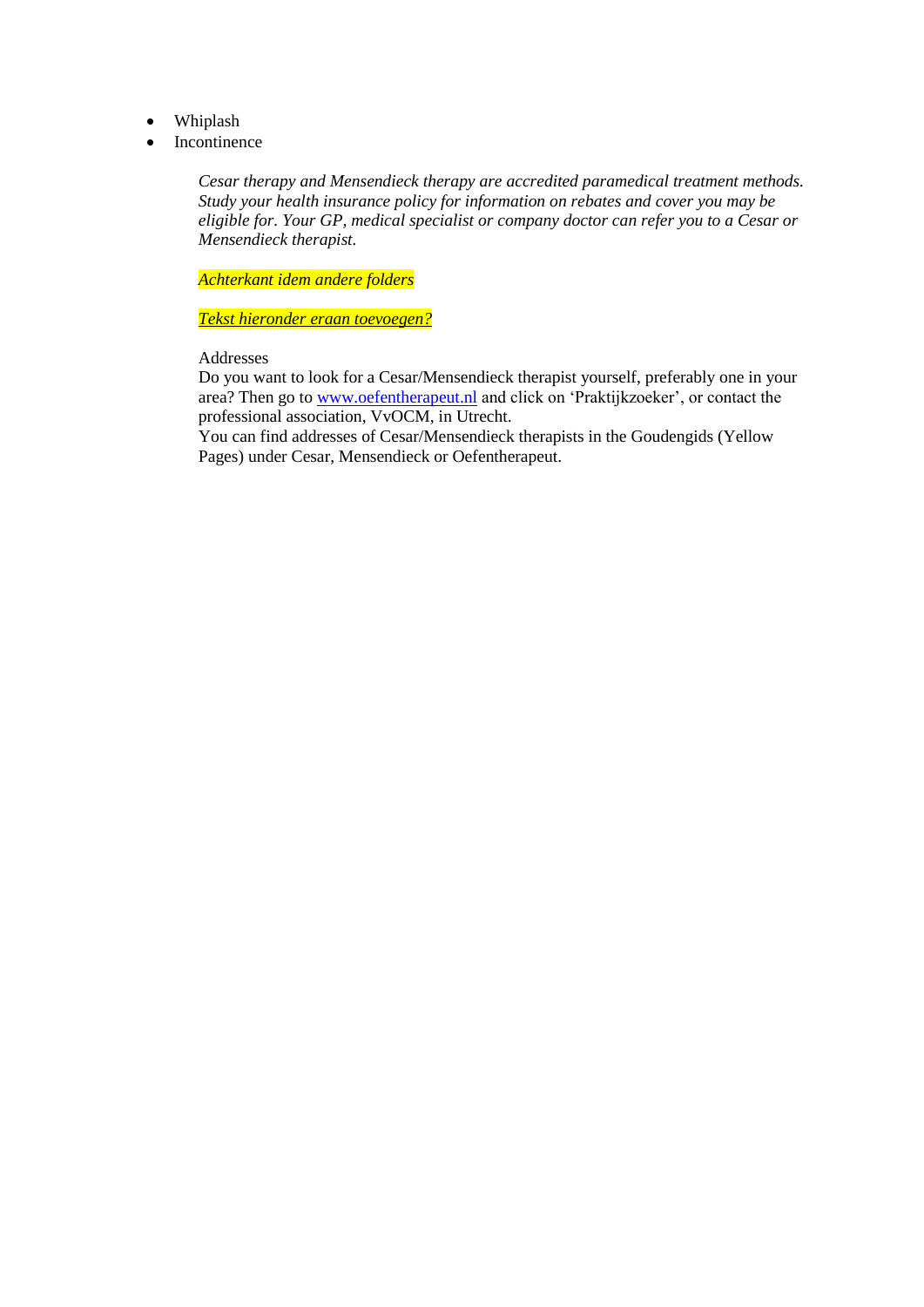- Whiplash
- Incontinence

*Cesar therapy and Mensendieck therapy are accredited paramedical treatment methods. Study your health insurance policy for information on rebates and cover you may be eligible for. Your GP, medical specialist or company doctor can refer you to a Cesar or Mensendieck therapist.*

*Achterkant idem andere folders*

*Tekst hieronder eraan toevoegen?*

Addresses
Do you want to look for a Cesar/Mensendieck therapist yourself, preferably one in your area? Then go to www.oefentherapeut.nl and click on 'Praktijkzoeker', or contact the professional association, VvOCM, in Utrecht.
You can find addresses of Cesar/Mensendieck therapists in the Goudengids (Yellow Pages) under Cesar, Mensendieck or Oefentherapeut.